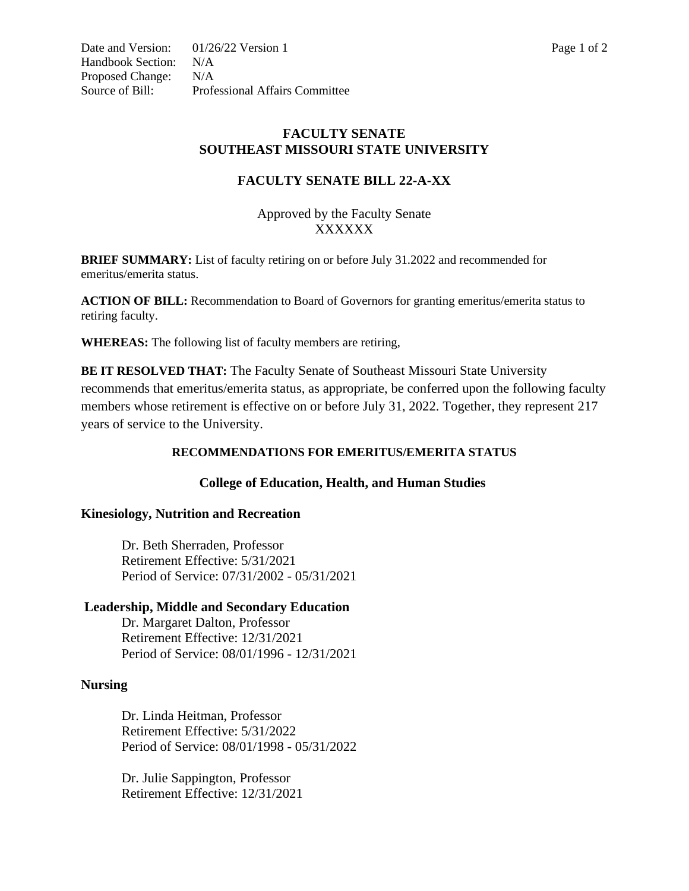Date and Version: 01/26/22 Version 1
Handbook Section: N/A
Proposed Change: N/A
Source of Bill: Professional Affairs Committee

# FACULTY SENATE
# SOUTHEAST MISSOURI STATE UNIVERSITY

## FACULTY SENATE BILL 22-A-XX

Approved by the Faculty Senate
XXXXXX

**BRIEF SUMMARY:** List of faculty retiring on or before July 31.2022 and recommended for emeritus/emerita status.

**ACTION OF BILL:** Recommendation to Board of Governors for granting emeritus/emerita status to retiring faculty.

**WHEREAS:** The following list of faculty members are retiring,

**BE IT RESOLVED THAT:** The Faculty Senate of Southeast Missouri State University recommends that emeritus/emerita status, as appropriate, be conferred upon the following faculty members whose retirement is effective on or before July 31, 2022. Together, they represent 217 years of service to the University.

### RECOMMENDATIONS FOR EMERITUS/EMERITA STATUS

### College of Education, Health, and Human Studies

**Kinesiology, Nutrition and Recreation**

Dr. Beth Sherraden, Professor
Retirement Effective: 5/31/2021
Period of Service: 07/31/2002 - 05/31/2021

**Leadership, Middle and Secondary Education**

Dr. Margaret Dalton, Professor
Retirement Effective: 12/31/2021
Period of Service: 08/01/1996 - 12/31/2021

**Nursing**

Dr. Linda Heitman, Professor
Retirement Effective: 5/31/2022
Period of Service: 08/01/1998 - 05/31/2022

Dr. Julie Sappington, Professor
Retirement Effective: 12/31/2021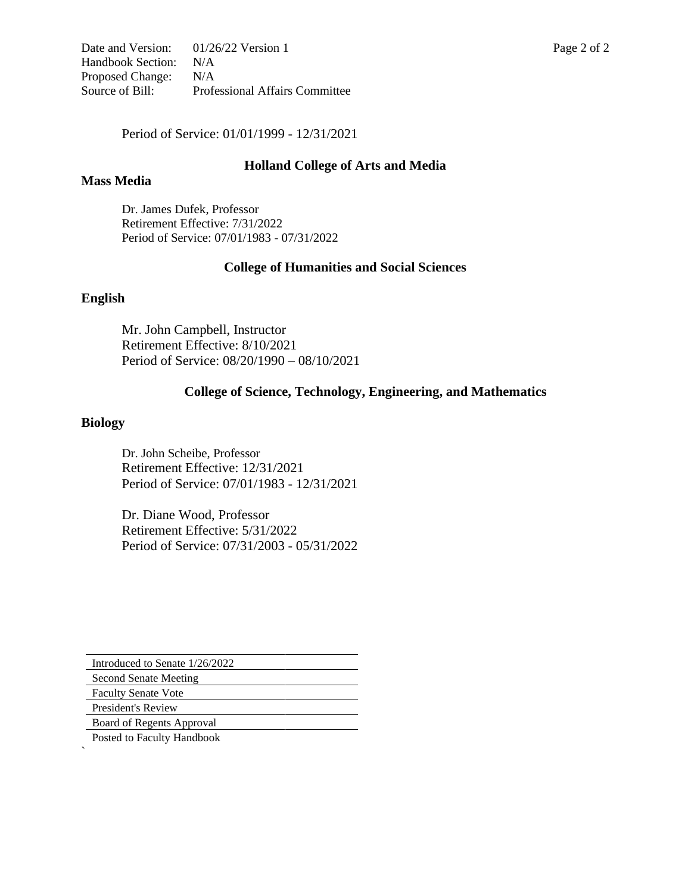Date and Version: 01/26/22 Version 1
Handbook Section: N/A
Proposed Change: N/A
Source of Bill: Professional Affairs Committee

Period of Service: 01/01/1999 - 12/31/2021

## Holland College of Arts and Media

### Mass Media

Dr. James Dufek, Professor
Retirement Effective: 7/31/2022
Period of Service: 07/01/1983 - 07/31/2022

## College of Humanities and Social Sciences

### English

Mr. John Campbell, Instructor
Retirement Effective: 8/10/2021
Period of Service: 08/20/1990 – 08/10/2021

## College of Science, Technology, Engineering, and Mathematics

### Biology

Dr. John Scheibe, Professor
Retirement Effective: 12/31/2021
Period of Service: 07/01/1983 - 12/31/2021

Dr. Diane Wood, Professor
Retirement Effective: 5/31/2022
Period of Service: 07/31/2003 - 05/31/2022

| | |
|---|---|
| Introduced to Senate 1/26/2022 | |
| Second Senate Meeting | |
| Faculty Senate Vote | |
| President's Review | |
| Board of Regents Approval | |
| Posted to Faculty Handbook | |